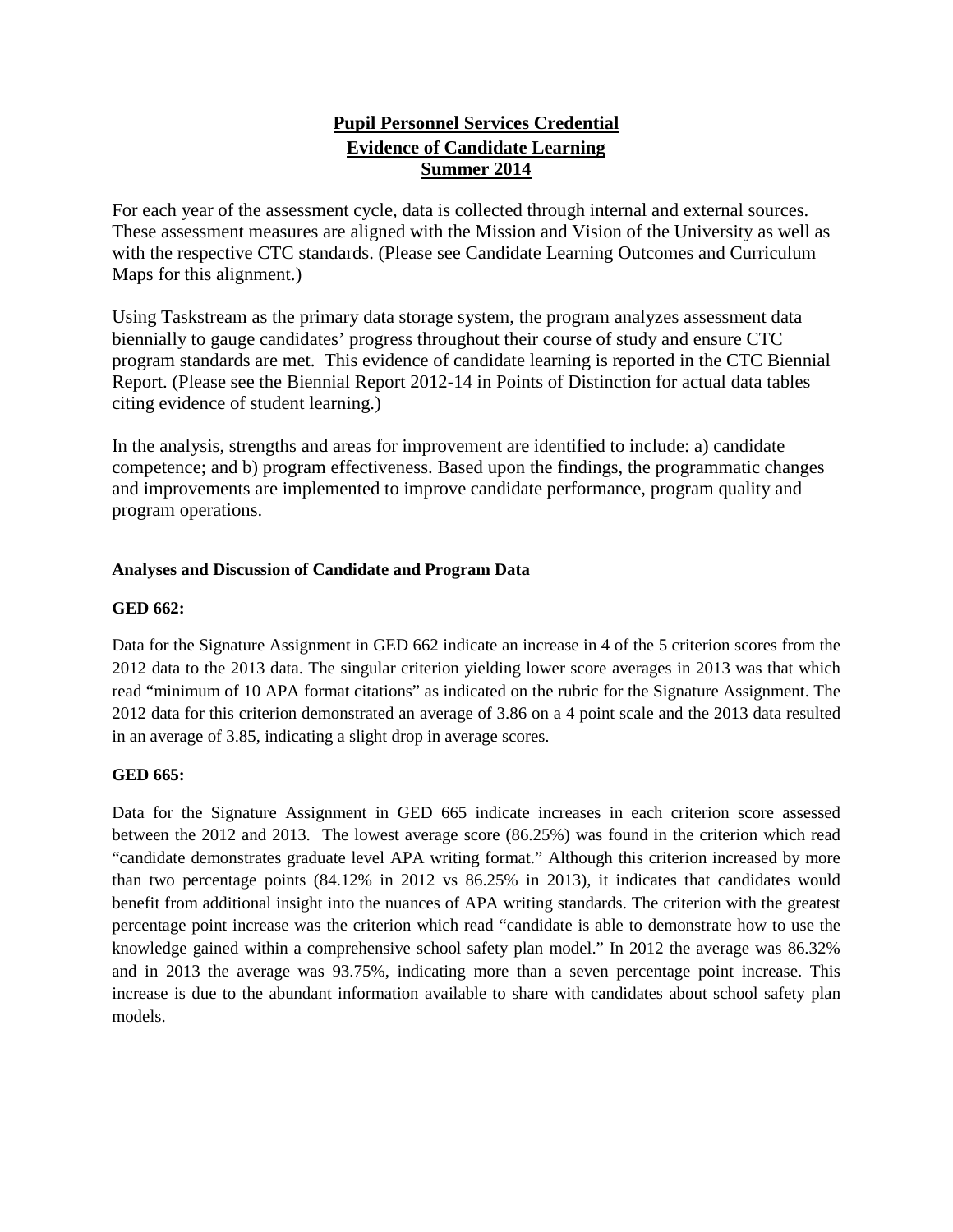# Pupil Personnel Services Credential
## Evidence of Candidate Learning
## Summer 2014

For each year of the assessment cycle, data is collected through internal and external sources. These assessment measures are aligned with the Mission and Vision of the University as well as with the respective CTC standards. (Please see Candidate Learning Outcomes and Curriculum Maps for this alignment.)

Using Taskstream as the primary data storage system, the program analyzes assessment data biennially to gauge candidates' progress throughout their course of study and ensure CTC program standards are met. This evidence of candidate learning is reported in the CTC Biennial Report. (Please see the Biennial Report 2012-14 in Points of Distinction for actual data tables citing evidence of student learning.)

In the analysis, strengths and areas for improvement are identified to include: a) candidate competence; and b) program effectiveness. Based upon the findings, the programmatic changes and improvements are implemented to improve candidate performance, program quality and program operations.

### Analyses and Discussion of Candidate and Program Data

**GED 662:**

Data for the Signature Assignment in GED 662 indicate an increase in 4 of the 5 criterion scores from the 2012 data to the 2013 data. The singular criterion yielding lower score averages in 2013 was that which read "minimum of 10 APA format citations" as indicated on the rubric for the Signature Assignment. The 2012 data for this criterion demonstrated an average of 3.86 on a 4 point scale and the 2013 data resulted in an average of 3.85, indicating a slight drop in average scores.

**GED 665:**

Data for the Signature Assignment in GED 665 indicate increases in each criterion score assessed between the 2012 and 2013. The lowest average score (86.25%) was found in the criterion which read "candidate demonstrates graduate level APA writing format." Although this criterion increased by more than two percentage points (84.12% in 2012 vs 86.25% in 2013), it indicates that candidates would benefit from additional insight into the nuances of APA writing standards. The criterion with the greatest percentage point increase was the criterion which read "candidate is able to demonstrate how to use the knowledge gained within a comprehensive school safety plan model." In 2012 the average was 86.32% and in 2013 the average was 93.75%, indicating more than a seven percentage point increase. This increase is due to the abundant information available to share with candidates about school safety plan models.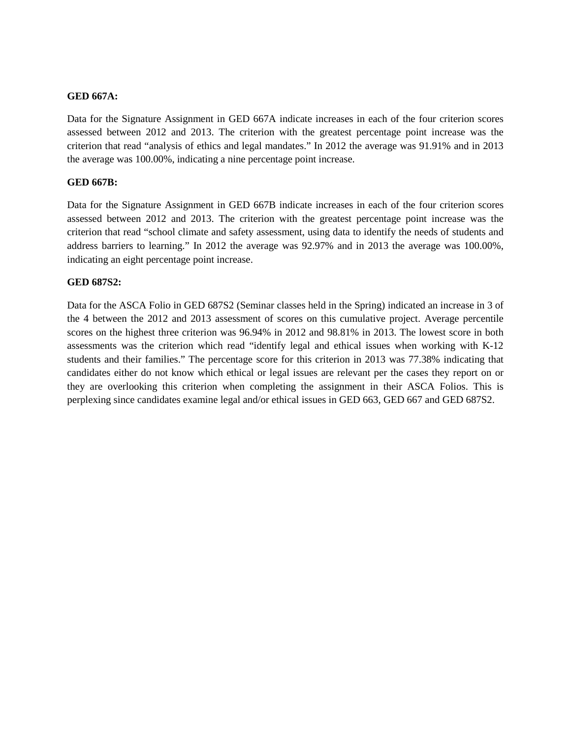**GED 667A:**

Data for the Signature Assignment in GED 667A indicate increases in each of the four criterion scores assessed between 2012 and 2013. The criterion with the greatest percentage point increase was the criterion that read “analysis of ethics and legal mandates.” In 2012 the average was 91.91% and in 2013 the average was 100.00%, indicating a nine percentage point increase.

**GED 667B:**

Data for the Signature Assignment in GED 667B indicate increases in each of the four criterion scores assessed between 2012 and 2013. The criterion with the greatest percentage point increase was the criterion that read “school climate and safety assessment, using data to identify the needs of students and address barriers to learning.” In 2012 the average was 92.97% and in 2013 the average was 100.00%, indicating an eight percentage point increase.

**GED 687S2:**

Data for the ASCA Folio in GED 687S2 (Seminar classes held in the Spring) indicated an increase in 3 of the 4 between the 2012 and 2013 assessment of scores on this cumulative project. Average percentile scores on the highest three criterion was 96.94% in 2012 and 98.81% in 2013. The lowest score in both assessments was the criterion which read “identify legal and ethical issues when working with K-12 students and their families.” The percentage score for this criterion in 2013 was 77.38% indicating that candidates either do not know which ethical or legal issues are relevant per the cases they report on or they are overlooking this criterion when completing the assignment in their ASCA Folios. This is perplexing since candidates examine legal and/or ethical issues in GED 663, GED 667 and GED 687S2.